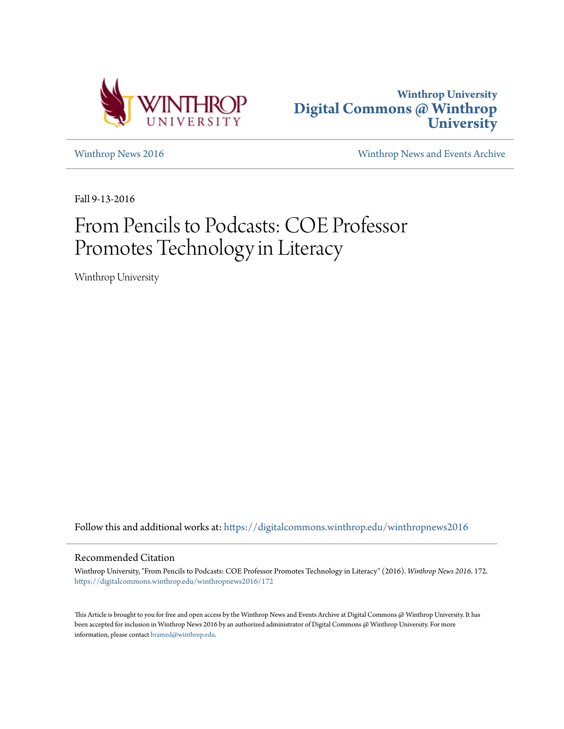Winthrop University
Digital Commons @ Winthrop University

Winthrop News 2016 | Winthrop News and Events Archive

Fall 9-13-2016

# From Pencils to Podcasts: COE Professor Promotes Technology in Literacy

Winthrop University

Follow this and additional works at: https://digitalcommons.winthrop.edu/winthropnews2016

## Recommended Citation

Winthrop University, "From Pencils to Podcasts: COE Professor Promotes Technology in Literacy" (2016). *Winthrop News 2016*. 172.
https://digitalcommons.winthrop.edu/winthropnews2016/172

This Article is brought to you for free and open access by the Winthrop News and Events Archive at Digital Commons @ Winthrop University. It has been accepted for inclusion in Winthrop News 2016 by an authorized administrator of Digital Commons @ Winthrop University. For more information, please contact bramed@winthrop.edu.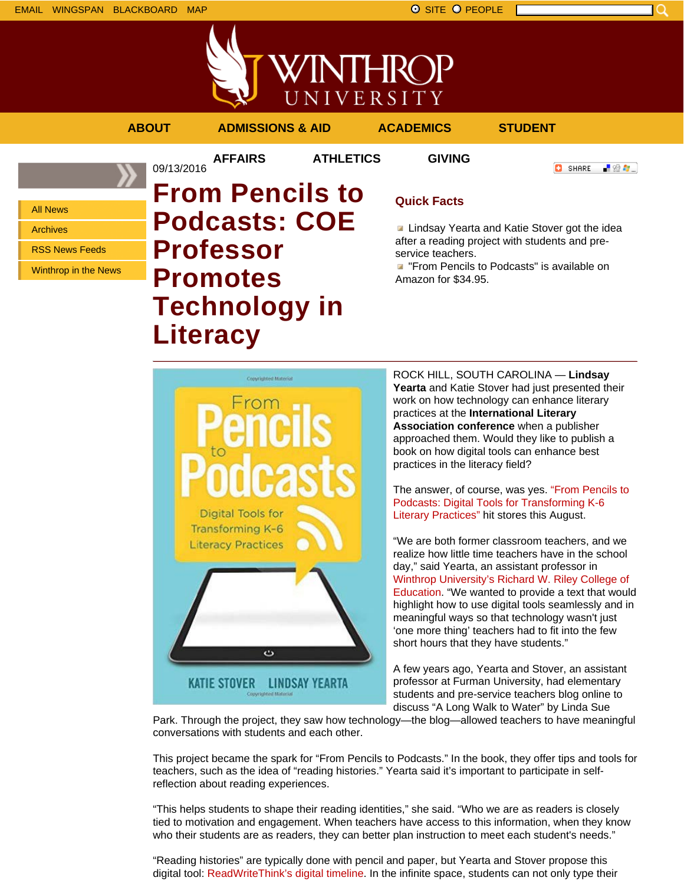EMAIL WINGSPAN BLACKBOARD MAP

SITE PEOPLE

ABOUT ADMISSIONS & AID ACADEMICS STUDENT AFFAIRS ATHLETICS GIVING

- All News
- Archives
- RSS News Feeds
- Winthrop in the News

09/13/2016

# From Pencils to Podcasts: COE Professor Promotes Technology in Literacy

## Quick Facts

- Lindsay Yearta and Katie Stover got the idea after a reading project with students and pre-service teachers.
- "From Pencils to Podcasts" is available on Amazon for $34.95.

ROCK HILL, SOUTH CAROLINA — **Lindsay Yearta** and Katie Stover had just presented their work on how technology can enhance literary practices at the **International Literary Association conference** when a publisher approached them. Would they like to publish a book on how digital tools can enhance best practices in the literacy field?

The answer, of course, was yes. “From Pencils to Podcasts: Digital Tools for Transforming K-6 Literary Practices” hit stores this August.

“We are both former classroom teachers, and we realize how little time teachers have in the school day,” said Yearta, an assistant professor in Winthrop University’s Richard W. Riley College of Education. “We wanted to provide a text that would highlight how to use digital tools seamlessly and in meaningful ways so that technology wasn't just ‘one more thing’ teachers had to fit into the few short hours that they have students.”

A few years ago, Yearta and Stover, an assistant professor at Furman University, had elementary students and pre-service teachers blog online to discuss “A Long Walk to Water” by Linda Sue Park. Through the project, they saw how technology—the blog—allowed teachers to have meaningful conversations with students and each other.

This project became the spark for “From Pencils to Podcasts.” In the book, they offer tips and tools for teachers, such as the idea of “reading histories.” Yearta said it’s important to participate in self-reflection about reading experiences.

“This helps students to shape their reading identities,” she said. “Who we are as readers is closely tied to motivation and engagement. When teachers have access to this information, when they know who their students are as readers, they can better plan instruction to meet each student's needs.”

“Reading histories” are typically done with pencil and paper, but Yearta and Stover propose this digital tool: ReadWriteThink’s digital timeline. In the infinite space, students can not only type their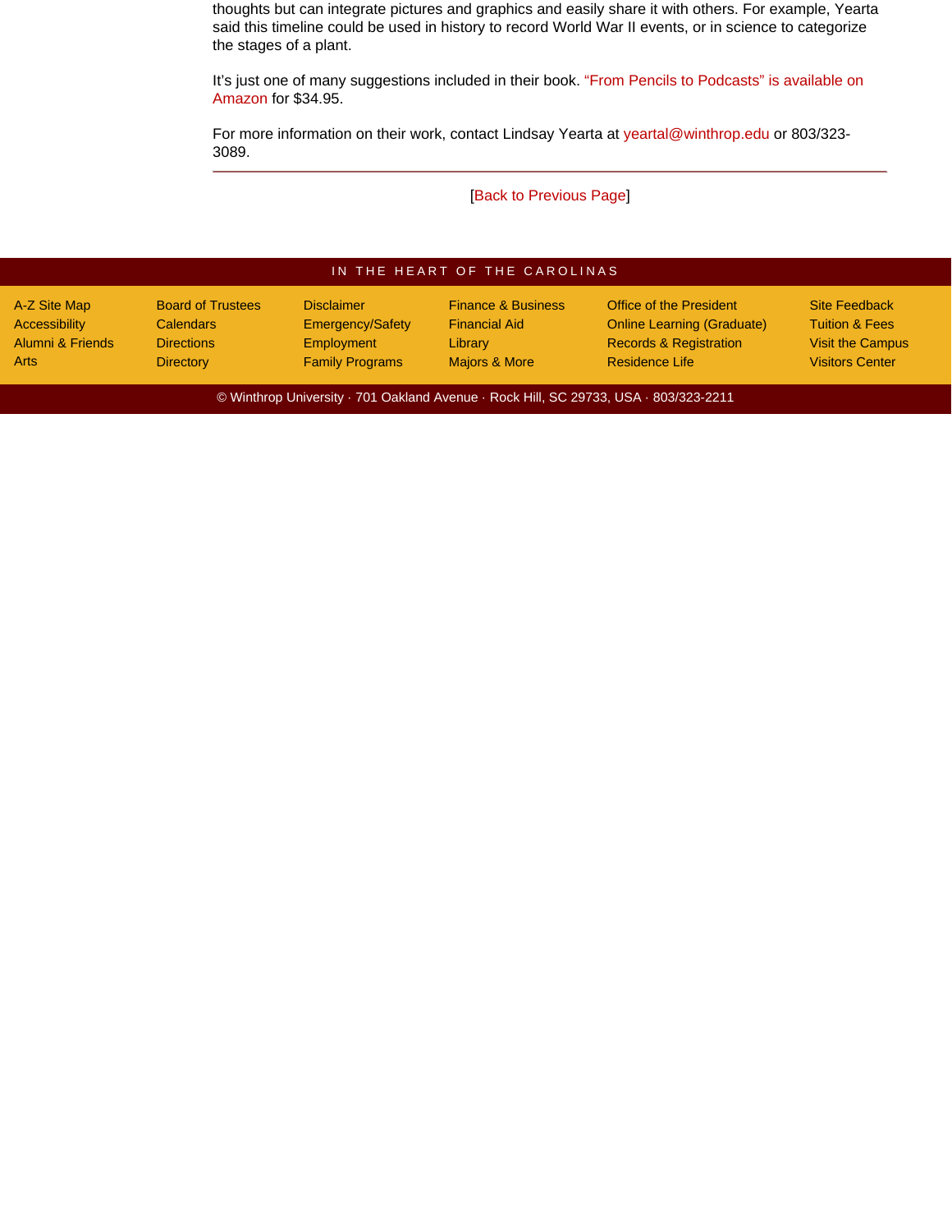thoughts but can integrate pictures and graphics and easily share it with others. For example, Yearta said this timeline could be used in history to record World War II events, or in science to categorize the stages of a plant.

It's just one of many suggestions included in their book. "From Pencils to Podcasts" is available on Amazon for $34.95.

For more information on their work, contact Lindsay Yearta at yeartal@winthrop.edu or 803/323-3089.

---

[Back to Previous Page]

IN THE HEART OF THE CAROLINAS

A-Z Site Map
Accessibility
Alumni & Friends
Arts
Board of Trustees
Calendars
Directions
Directory
Disclaimer
Emergency/Safety
Employment
Family Programs
Finance & Business
Financial Aid
Library
Majors & More
Office of the President
Online Learning (Graduate)
Records & Registration
Residence Life
Site Feedback
Tuition & Fees
Visit the Campus
Visitors Center

© Winthrop University · 701 Oakland Avenue · Rock Hill, SC 29733, USA · 803/323-2211